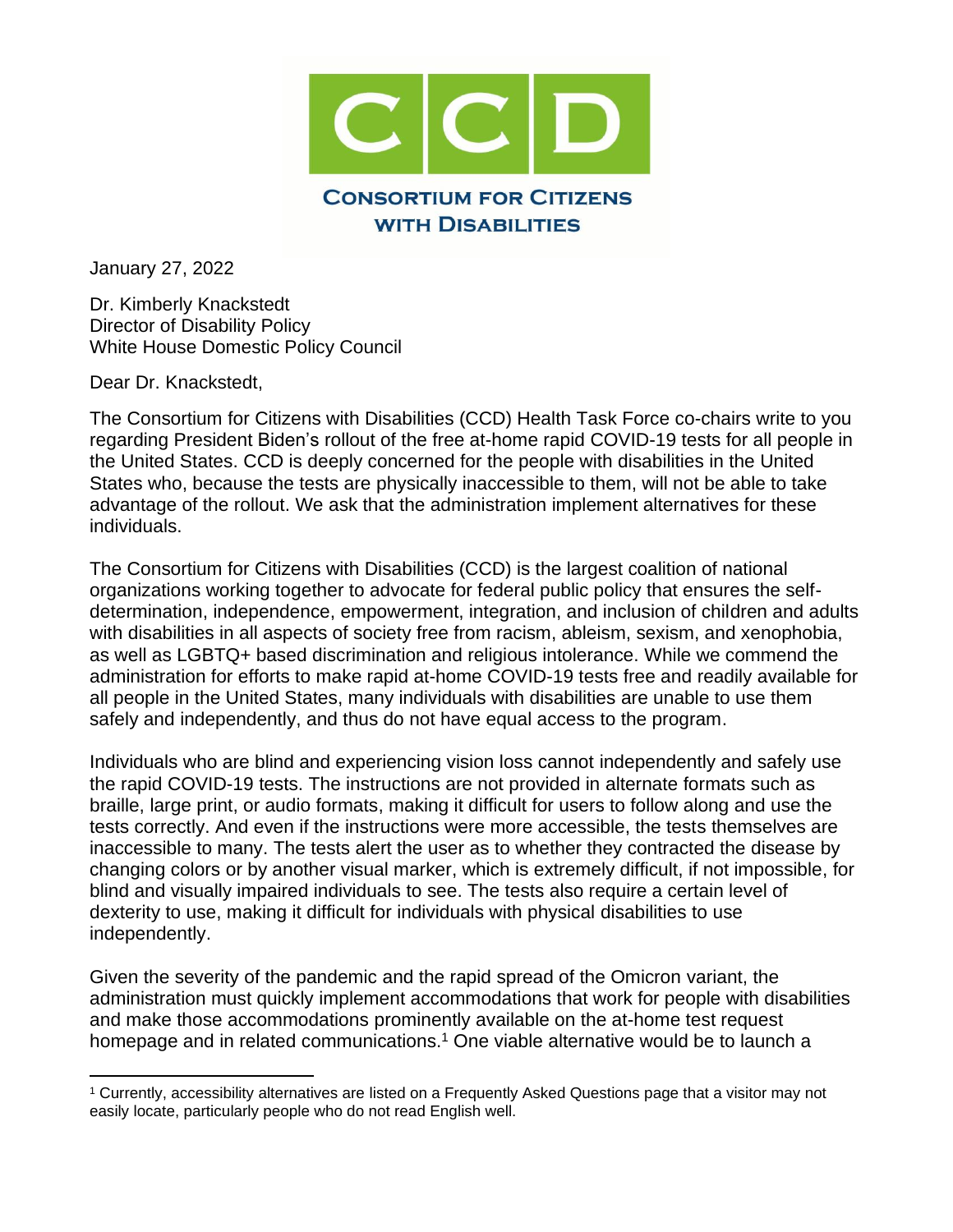# CONSORTIUM FOR CITIZENS WITH DISABILITIES

January 27, 2022

Dr. Kimberly Knackstedt
Director of Disability Policy
White House Domestic Policy Council

Dear Dr. Knackstedt,

The Consortium for Citizens with Disabilities (CCD) Health Task Force co-chairs write to you regarding President Biden's rollout of the free at-home rapid COVID-19 tests for all people in the United States. CCD is deeply concerned for the people with disabilities in the United States who, because the tests are physically inaccessible to them, will not be able to take advantage of the rollout. We ask that the administration implement alternatives for these individuals.

The Consortium for Citizens with Disabilities (CCD) is the largest coalition of national organizations working together to advocate for federal public policy that ensures the self-determination, independence, empowerment, integration, and inclusion of children and adults with disabilities in all aspects of society free from racism, ableism, sexism, and xenophobia, as well as LGBTQ+ based discrimination and religious intolerance. While we commend the administration for efforts to make rapid at-home COVID-19 tests free and readily available for all people in the United States, many individuals with disabilities are unable to use them safely and independently, and thus do not have equal access to the program.

Individuals who are blind and experiencing vision loss cannot independently and safely use the rapid COVID-19 tests. The instructions are not provided in alternate formats such as braille, large print, or audio formats, making it difficult for users to follow along and use the tests correctly. And even if the instructions were more accessible, the tests themselves are inaccessible to many. The tests alert the user as to whether they contracted the disease by changing colors or by another visual marker, which is extremely difficult, if not impossible, for blind and visually impaired individuals to see. The tests also require a certain level of dexterity to use, making it difficult for individuals with physical disabilities to use independently.

Given the severity of the pandemic and the rapid spread of the Omicron variant, the administration must quickly implement accommodations that work for people with disabilities and make those accommodations prominently available on the at-home test request homepage and in related communications.[1] One viable alternative would be to launch a

[1] Currently, accessibility alternatives are listed on a Frequently Asked Questions page that a visitor may not easily locate, particularly people who do not read English well.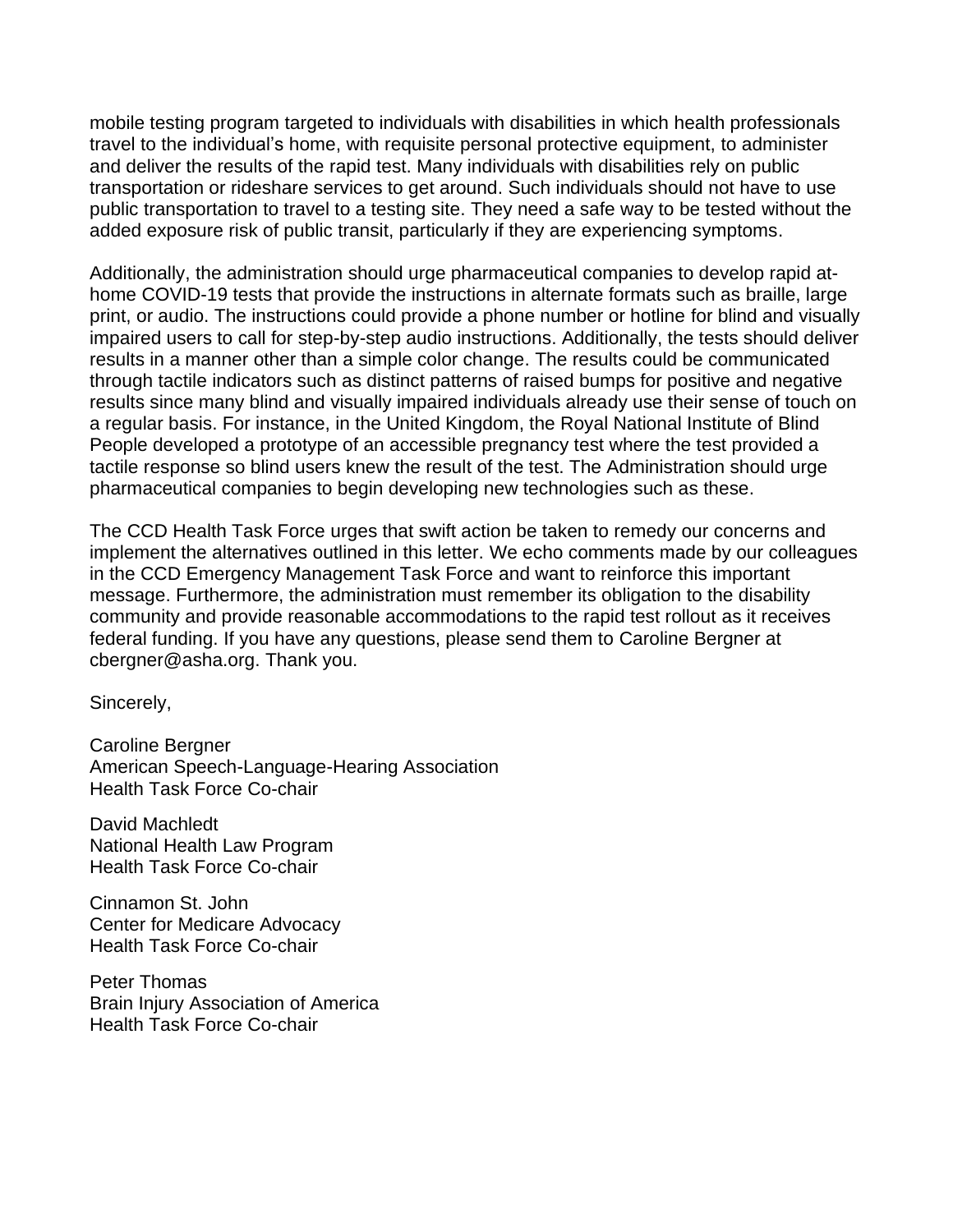mobile testing program targeted to individuals with disabilities in which health professionals travel to the individual's home, with requisite personal protective equipment, to administer and deliver the results of the rapid test. Many individuals with disabilities rely on public transportation or rideshare services to get around. Such individuals should not have to use public transportation to travel to a testing site. They need a safe way to be tested without the added exposure risk of public transit, particularly if they are experiencing symptoms.

Additionally, the administration should urge pharmaceutical companies to develop rapid at-home COVID-19 tests that provide the instructions in alternate formats such as braille, large print, or audio. The instructions could provide a phone number or hotline for blind and visually impaired users to call for step-by-step audio instructions. Additionally, the tests should deliver results in a manner other than a simple color change. The results could be communicated through tactile indicators such as distinct patterns of raised bumps for positive and negative results since many blind and visually impaired individuals already use their sense of touch on a regular basis. For instance, in the United Kingdom, the Royal National Institute of Blind People developed a prototype of an accessible pregnancy test where the test provided a tactile response so blind users knew the result of the test. The Administration should urge pharmaceutical companies to begin developing new technologies such as these.

The CCD Health Task Force urges that swift action be taken to remedy our concerns and implement the alternatives outlined in this letter. We echo comments made by our colleagues in the CCD Emergency Management Task Force and want to reinforce this important message. Furthermore, the administration must remember its obligation to the disability community and provide reasonable accommodations to the rapid test rollout as it receives federal funding. If you have any questions, please send them to Caroline Bergner at cbergner@asha.org. Thank you.

Sincerely,

Caroline Bergner
American Speech-Language-Hearing Association
Health Task Force Co-chair

David Machledt
National Health Law Program
Health Task Force Co-chair

Cinnamon St. John
Center for Medicare Advocacy
Health Task Force Co-chair

Peter Thomas
Brain Injury Association of America
Health Task Force Co-chair